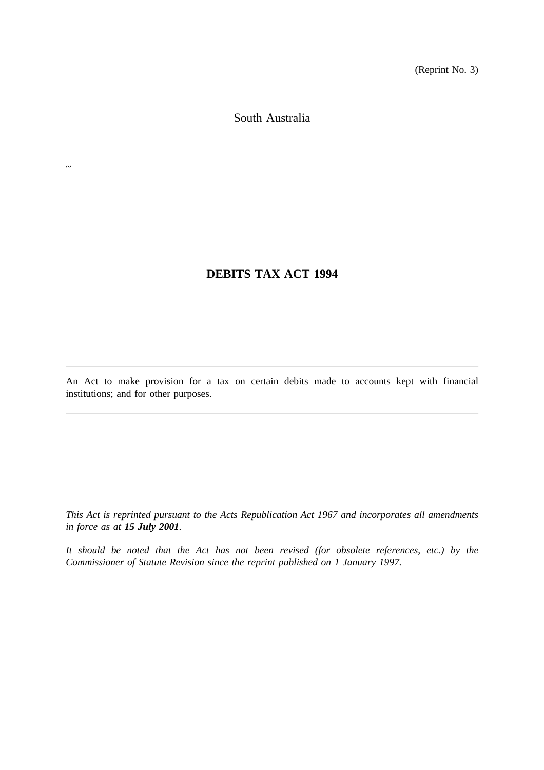(Reprint No. 3)

South Australia

~

# DEBITS TAX ACT 1994

---

An Act to make provision for a tax on certain debits made to accounts kept with financial institutions; and for other purposes.

---

*This Act is reprinted pursuant to the Acts Republication Act 1967 and incorporates all amendments in force as at **15 July 2001**.*

*It should be noted that the Act has not been revised (for obsolete references, etc.) by the Commissioner of Statute Revision since the reprint published on 1 January 1997.*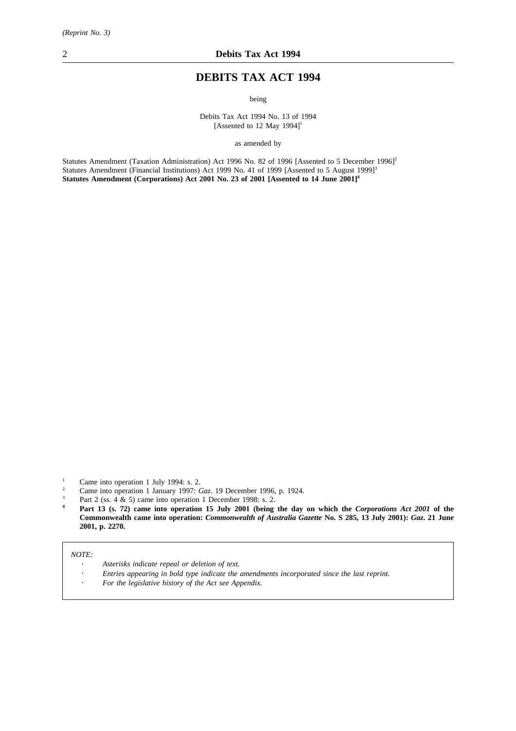# DEBITS TAX ACT 1994

being

Debits Tax Act 1994 No. 13 of 1994
[Assented to 12 May 1994][1]

as amended by

Statutes Amendment (Taxation Administration) Act 1996 No. 82 of 1996 [Assented to 5 December 1996][2]
Statutes Amendment (Financial Institutions) Act 1999 No. 41 of 1999 [Assented to 5 August 1999][3]
**Statutes Amendment (Corporations) Act 2001 No. 23 of 2001 [Assented to 14 June 2001][4]**

[1] Came into operation 1 July 1994: s. 2.
[2] Came into operation 1 January 1997: *Gaz*. 19 December 1996, p. 1924.
[3] Part 2 (ss. 4 & 5) came into operation 1 December 1998: s. 2.
**[4] Part 13 (s. 72) came into operation 15 July 2001 (being the day on which the *Corporations Act 2001* of the Commonwealth came into operation: *Commonwealth of Australia Gazette* No. S 285, 13 July 2001): *Gaz*. 21 June 2001, p. 2270.**

*NOTE:*
- *Asterisks indicate repeal or deletion of text.*
- *Entries appearing in bold type indicate the amendments incorporated since the last reprint.*
- *For the legislative history of the Act see Appendix.*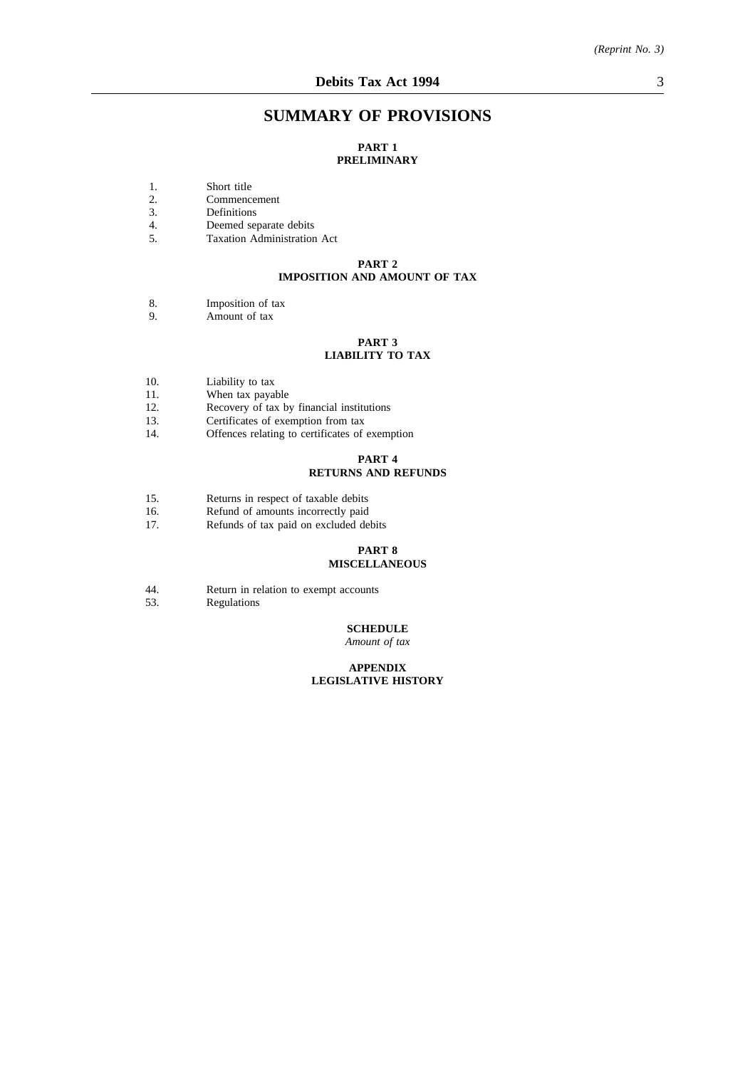# SUMMARY OF PROVISIONS

## PART 1
## PRELIMINARY

1. Short title
2. Commencement
3. Definitions
4. Deemed separate debits
5. Taxation Administration Act

## PART 2
## IMPOSITION AND AMOUNT OF TAX

8. Imposition of tax
9. Amount of tax

## PART 3
## LIABILITY TO TAX

10. Liability to tax
11. When tax payable
12. Recovery of tax by financial institutions
13. Certificates of exemption from tax
14. Offences relating to certificates of exemption

## PART 4
## RETURNS AND REFUNDS

15. Returns in respect of taxable debits
16. Refund of amounts incorrectly paid
17. Refunds of tax paid on excluded debits

## PART 8
## MISCELLANEOUS

44. Return in relation to exempt accounts
53. Regulations

## SCHEDULE
*Amount of tax*

## APPENDIX
## LEGISLATIVE HISTORY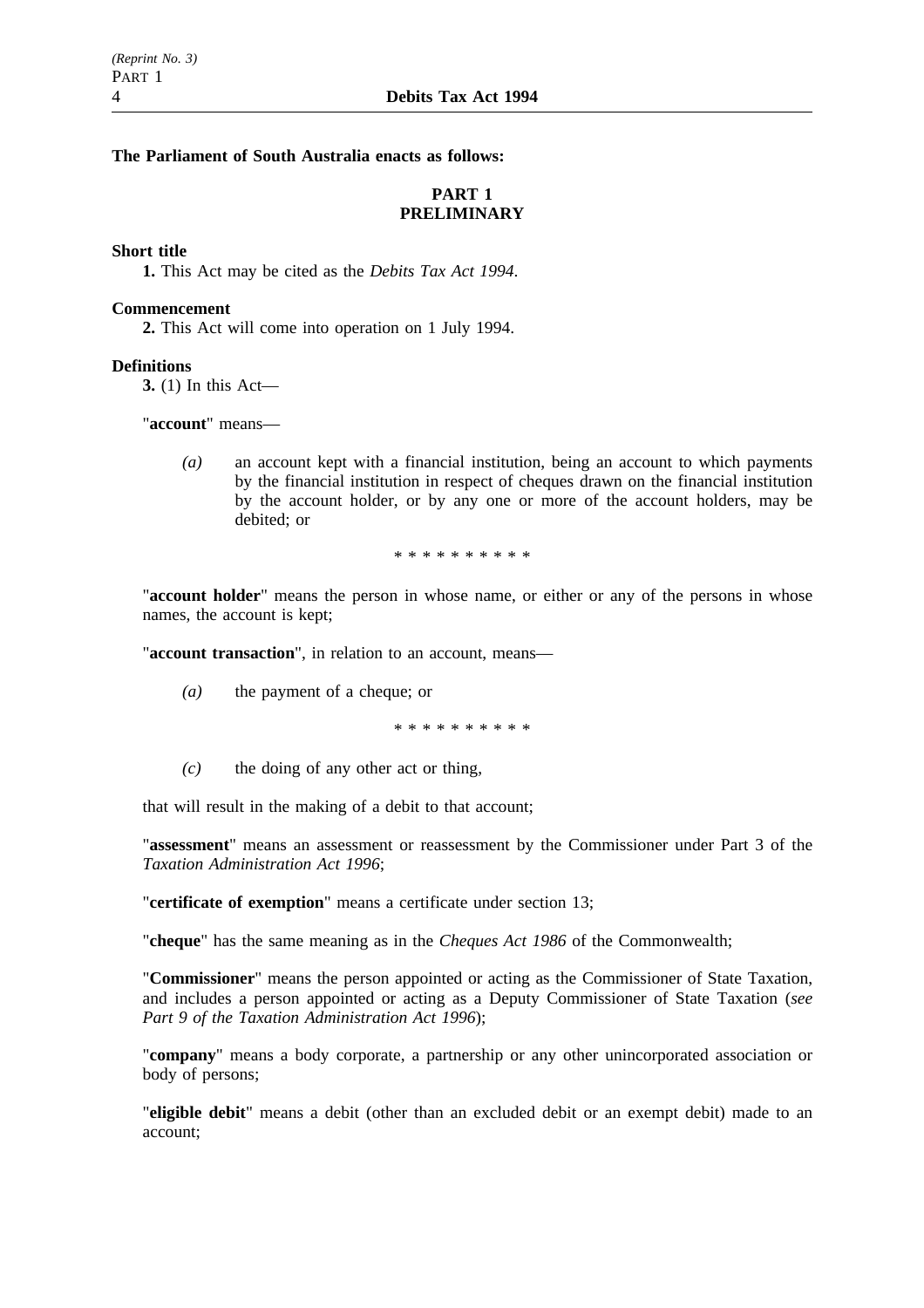**The Parliament of South Australia enacts as follows:**

## PART 1
## PRELIMINARY

**Short title**

**1.** This Act may be cited as the *Debits Tax Act 1994*.

**Commencement**

**2.** This Act will come into operation on 1 July 1994.

**Definitions**

**3.** (1) In this Act—

"**account**" means—

*(a)* an account kept with a financial institution, being an account to which payments by the financial institution in respect of cheques drawn on the financial institution by the account holder, or by any one or more of the account holders, may be debited; or

\* \* \* \* \* \* \* \* \* \*

"**account holder**" means the person in whose name, or either or any of the persons in whose names, the account is kept;

"**account transaction**", in relation to an account, means—

*(a)* the payment of a cheque; or

\* \* \* \* \* \* \* \* \* \*

*(c)* the doing of any other act or thing,

that will result in the making of a debit to that account;

"**assessment**" means an assessment or reassessment by the Commissioner under Part 3 of the *Taxation Administration Act 1996*;

"**certificate of exemption**" means a certificate under section 13;

"**cheque**" has the same meaning as in the *Cheques Act 1986* of the Commonwealth;

"**Commissioner**" means the person appointed or acting as the Commissioner of State Taxation, and includes a person appointed or acting as a Deputy Commissioner of State Taxation (*see Part 9 of the Taxation Administration Act 1996*);

"**company**" means a body corporate, a partnership or any other unincorporated association or body of persons;

"**eligible debit**" means a debit (other than an excluded debit or an exempt debit) made to an account;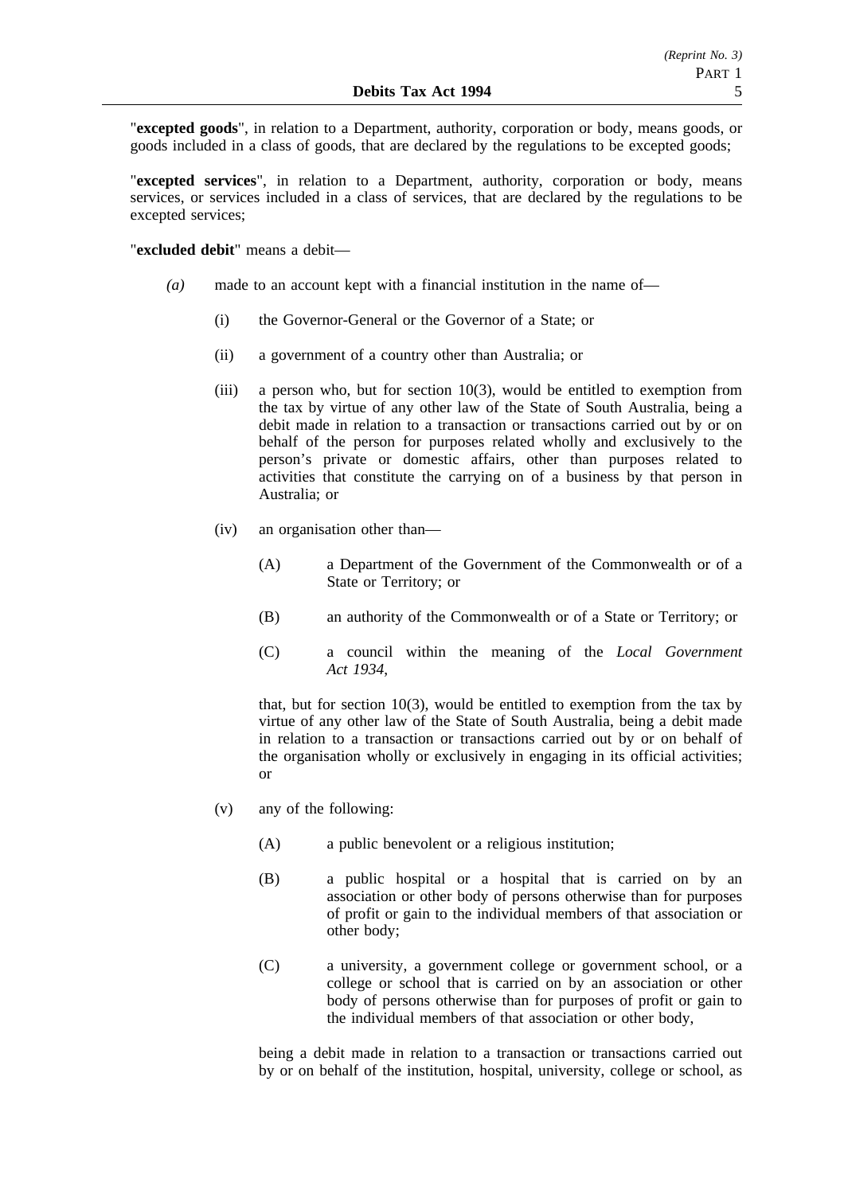"**excepted goods**", in relation to a Department, authority, corporation or body, means goods, or goods included in a class of goods, that are declared by the regulations to be excepted goods;

"**excepted services**", in relation to a Department, authority, corporation or body, means services, or services included in a class of services, that are declared by the regulations to be excepted services;

"**excluded debit**" means a debit—

*(a)* made to an account kept with a financial institution in the name of—

(i) the Governor-General or the Governor of a State; or

(ii) a government of a country other than Australia; or

(iii) a person who, but for section 10(3), would be entitled to exemption from the tax by virtue of any other law of the State of South Australia, being a debit made in relation to a transaction or transactions carried out by or on behalf of the person for purposes related wholly and exclusively to the person's private or domestic affairs, other than purposes related to activities that constitute the carrying on of a business by that person in Australia; or

(iv) an organisation other than—

(A) a Department of the Government of the Commonwealth or of a State or Territory; or

(B) an authority of the Commonwealth or of a State or Territory; or

(C) a council within the meaning of the *Local Government Act 1934*,

that, but for section 10(3), would be entitled to exemption from the tax by virtue of any other law of the State of South Australia, being a debit made in relation to a transaction or transactions carried out by or on behalf of the organisation wholly or exclusively in engaging in its official activities; or

(v) any of the following:

(A) a public benevolent or a religious institution;

(B) a public hospital or a hospital that is carried on by an association or other body of persons otherwise than for purposes of profit or gain to the individual members of that association or other body;

(C) a university, a government college or government school, or a college or school that is carried on by an association or other body of persons otherwise than for purposes of profit or gain to the individual members of that association or other body,

being a debit made in relation to a transaction or transactions carried out by or on behalf of the institution, hospital, university, college or school, as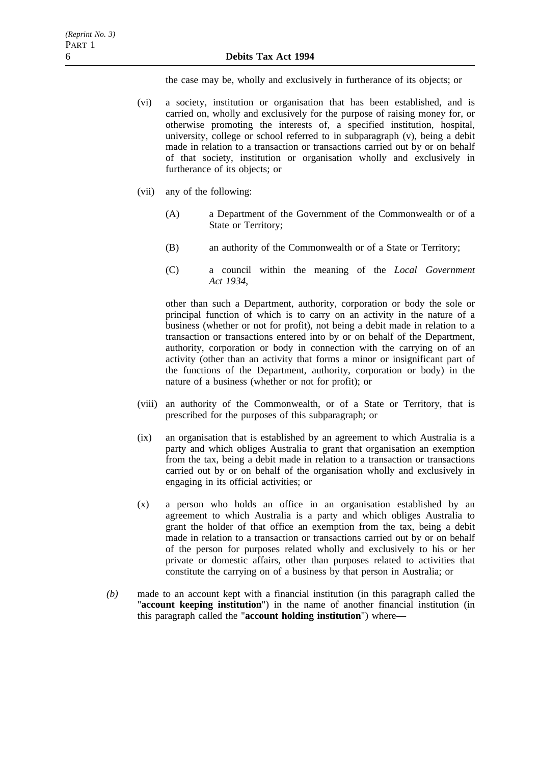the case may be, wholly and exclusively in furtherance of its objects; or

(vi) a society, institution or organisation that has been established, and is carried on, wholly and exclusively for the purpose of raising money for, or otherwise promoting the interests of, a specified institution, hospital, university, college or school referred to in subparagraph (v), being a debit made in relation to a transaction or transactions carried out by or on behalf of that society, institution or organisation wholly and exclusively in furtherance of its objects; or

(vii) any of the following:

(A) a Department of the Government of the Commonwealth or of a State or Territory;

(B) an authority of the Commonwealth or of a State or Territory;

(C) a council within the meaning of the *Local Government Act 1934*,

other than such a Department, authority, corporation or body the sole or principal function of which is to carry on an activity in the nature of a business (whether or not for profit), not being a debit made in relation to a transaction or transactions entered into by or on behalf of the Department, authority, corporation or body in connection with the carrying on of an activity (other than an activity that forms a minor or insignificant part of the functions of the Department, authority, corporation or body) in the nature of a business (whether or not for profit); or

(viii) an authority of the Commonwealth, or of a State or Territory, that is prescribed for the purposes of this subparagraph; or

(ix) an organisation that is established by an agreement to which Australia is a party and which obliges Australia to grant that organisation an exemption from the tax, being a debit made in relation to a transaction or transactions carried out by or on behalf of the organisation wholly and exclusively in engaging in its official activities; or

(x) a person who holds an office in an organisation established by an agreement to which Australia is a party and which obliges Australia to grant the holder of that office an exemption from the tax, being a debit made in relation to a transaction or transactions carried out by or on behalf of the person for purposes related wholly and exclusively to his or her private or domestic affairs, other than purposes related to activities that constitute the carrying on of a business by that person in Australia; or

*(b)* made to an account kept with a financial institution (in this paragraph called the "**account keeping institution**") in the name of another financial institution (in this paragraph called the "**account holding institution**") where—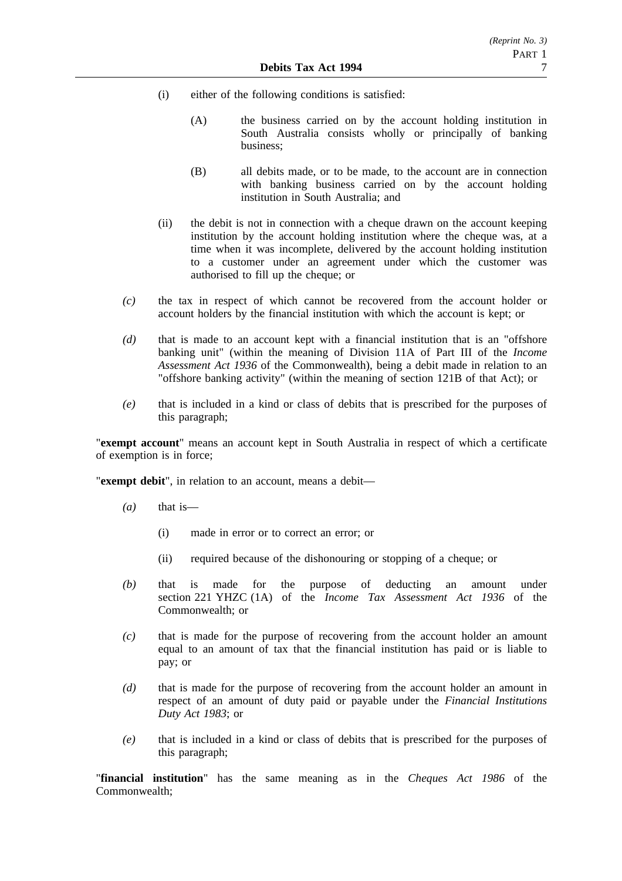(i) either of the following conditions is satisfied:

(A) the business carried on by the account holding institution in South Australia consists wholly or principally of banking business;

(B) all debits made, or to be made, to the account are in connection with banking business carried on by the account holding institution in South Australia; and

(ii) the debit is not in connection with a cheque drawn on the account keeping institution by the account holding institution where the cheque was, at a time when it was incomplete, delivered by the account holding institution to a customer under an agreement under which the customer was authorised to fill up the cheque; or

*(c)* the tax in respect of which cannot be recovered from the account holder or account holders by the financial institution with which the account is kept; or

*(d)* that is made to an account kept with a financial institution that is an "offshore banking unit" (within the meaning of Division 11A of Part III of the *Income Assessment Act 1936* of the Commonwealth), being a debit made in relation to an "offshore banking activity" (within the meaning of section 121B of that Act); or

*(e)* that is included in a kind or class of debits that is prescribed for the purposes of this paragraph;

"**exempt account**" means an account kept in South Australia in respect of which a certificate of exemption is in force;

"**exempt debit**", in relation to an account, means a debit—

*(a)* that is—

(i) made in error or to correct an error; or

(ii) required because of the dishonouring or stopping of a cheque; or

*(b)* that is made for the purpose of deducting an amount under section 221 YHZC (1A) of the *Income Tax Assessment Act 1936* of the Commonwealth; or

*(c)* that is made for the purpose of recovering from the account holder an amount equal to an amount of tax that the financial institution has paid or is liable to pay; or

*(d)* that is made for the purpose of recovering from the account holder an amount in respect of an amount of duty paid or payable under the *Financial Institutions Duty Act 1983*; or

*(e)* that is included in a kind or class of debits that is prescribed for the purposes of this paragraph;

"**financial institution**" has the same meaning as in the *Cheques Act 1986* of the Commonwealth;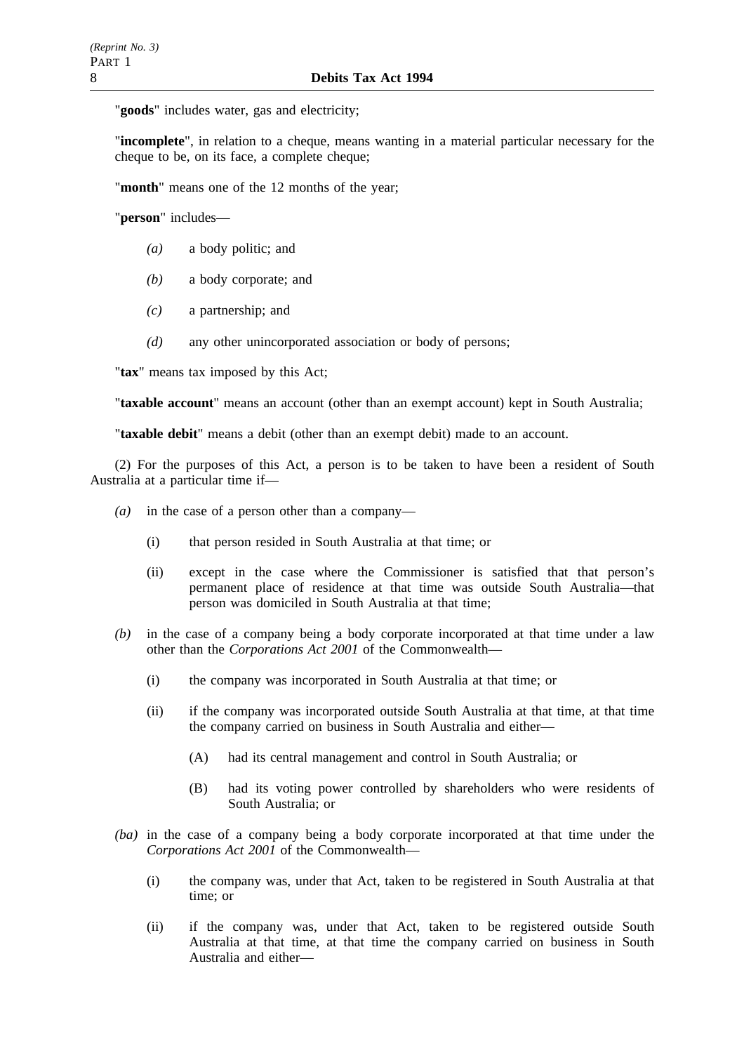"**goods**" includes water, gas and electricity;

"**incomplete**", in relation to a cheque, means wanting in a material particular necessary for the cheque to be, on its face, a complete cheque;

"**month**" means one of the 12 months of the year;

"**person**" includes—

- *(a)* a body politic; and
- *(b)* a body corporate; and
- *(c)* a partnership; and
- *(d)* any other unincorporated association or body of persons;

"**tax**" means tax imposed by this Act;

"**taxable account**" means an account (other than an exempt account) kept in South Australia;

"**taxable debit**" means a debit (other than an exempt debit) made to an account.

(2) For the purposes of this Act, a person is to be taken to have been a resident of South Australia at a particular time if—

- *(a)* in the case of a person other than a company—
  - (i) that person resided in South Australia at that time; or
  - (ii) except in the case where the Commissioner is satisfied that that person's permanent place of residence at that time was outside South Australia—that person was domiciled in South Australia at that time;
- *(b)* in the case of a company being a body corporate incorporated at that time under a law other than the *Corporations Act 2001* of the Commonwealth—
  - (i) the company was incorporated in South Australia at that time; or
  - (ii) if the company was incorporated outside South Australia at that time, at that time the company carried on business in South Australia and either—
    - (A) had its central management and control in South Australia; or
    - (B) had its voting power controlled by shareholders who were residents of South Australia; or
- *(ba)* in the case of a company being a body corporate incorporated at that time under the *Corporations Act 2001* of the Commonwealth—
  - (i) the company was, under that Act, taken to be registered in South Australia at that time; or
  - (ii) if the company was, under that Act, taken to be registered outside South Australia at that time, at that time the company carried on business in South Australia and either—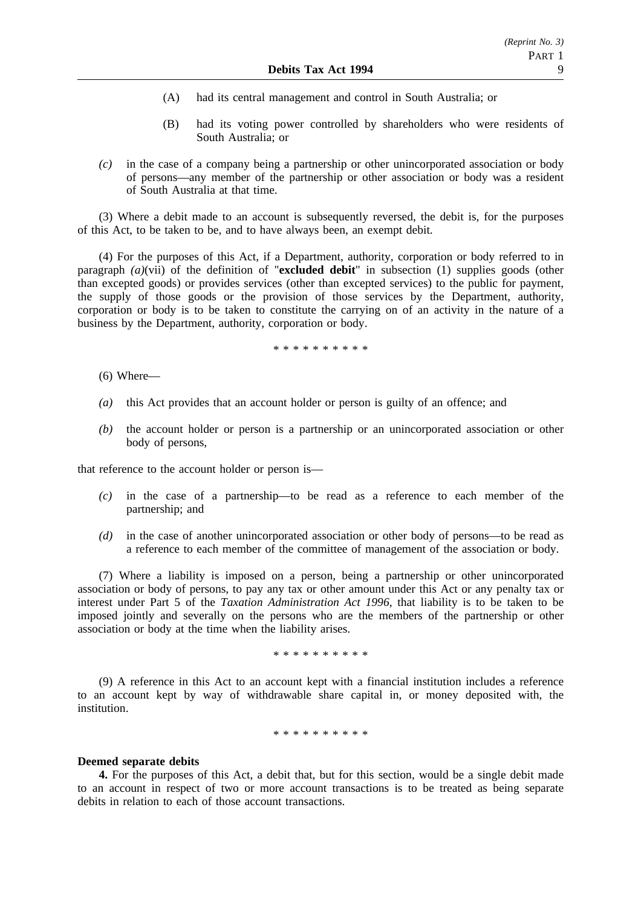(A) had its central management and control in South Australia; or

(B) had its voting power controlled by shareholders who were residents of South Australia; or

*(c)* in the case of a company being a partnership or other unincorporated association or body of persons—any member of the partnership or other association or body was a resident of South Australia at that time.

(3) Where a debit made to an account is subsequently reversed, the debit is, for the purposes of this Act, to be taken to be, and to have always been, an exempt debit.

(4) For the purposes of this Act, if a Department, authority, corporation or body referred to in paragraph *(a)*(vii) of the definition of "**excluded debit**" in subsection (1) supplies goods (other than excepted goods) or provides services (other than excepted services) to the public for payment, the supply of those goods or the provision of those services by the Department, authority, corporation or body is to be taken to constitute the carrying on of an activity in the nature of a business by the Department, authority, corporation or body.

\* \* \* \* \* \* \* \* \* \*

(6) Where—

*(a)* this Act provides that an account holder or person is guilty of an offence; and

*(b)* the account holder or person is a partnership or an unincorporated association or other body of persons,

that reference to the account holder or person is—

*(c)* in the case of a partnership—to be read as a reference to each member of the partnership; and

*(d)* in the case of another unincorporated association or other body of persons—to be read as a reference to each member of the committee of management of the association or body.

(7) Where a liability is imposed on a person, being a partnership or other unincorporated association or body of persons, to pay any tax or other amount under this Act or any penalty tax or interest under Part 5 of the *Taxation Administration Act 1996*, that liability is to be taken to be imposed jointly and severally on the persons who are the members of the partnership or other association or body at the time when the liability arises.

\* \* \* \* \* \* \* \* \* \*

(9) A reference in this Act to an account kept with a financial institution includes a reference to an account kept by way of withdrawable share capital in, or money deposited with, the institution.

\* \* \* \* \* \* \* \* \* \*

**Deemed separate debits**

**4.** For the purposes of this Act, a debit that, but for this section, would be a single debit made to an account in respect of two or more account transactions is to be treated as being separate debits in relation to each of those account transactions.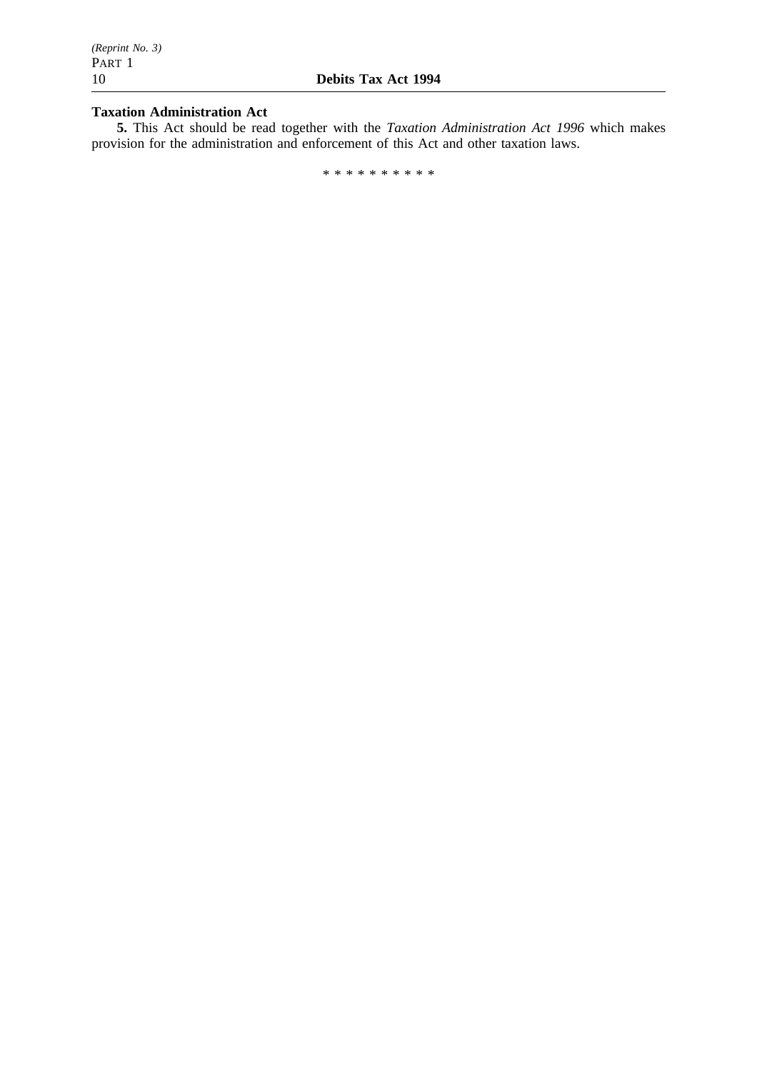**Taxation Administration Act**

**5.** This Act should be read together with the *Taxation Administration Act 1996* which makes provision for the administration and enforcement of this Act and other taxation laws.

* * * * * * * * * *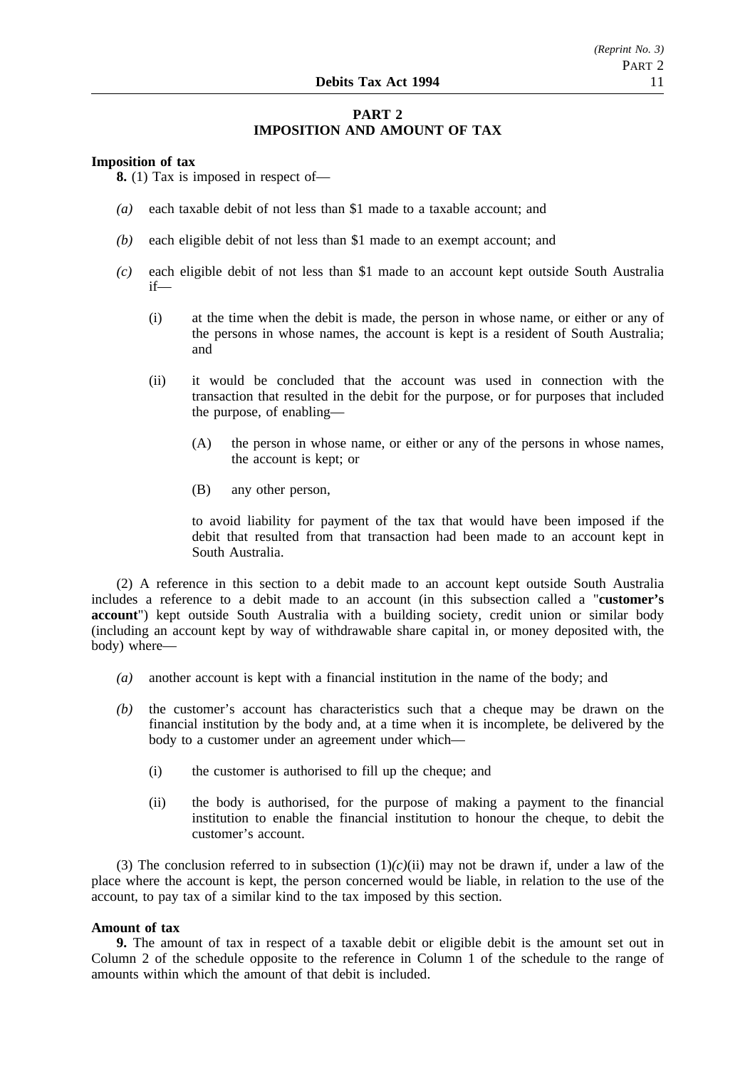# PART 2
## IMPOSITION AND AMOUNT OF TAX

**Imposition of tax**

**8.** (1) Tax is imposed in respect of—

*(a)* each taxable debit of not less than $1 made to a taxable account; and

*(b)* each eligible debit of not less than $1 made to an exempt account; and

*(c)* each eligible debit of not less than $1 made to an account kept outside South Australia if—

(i) at the time when the debit is made, the person in whose name, or either or any of the persons in whose names, the account is kept is a resident of South Australia; and

(ii) it would be concluded that the account was used in connection with the transaction that resulted in the debit for the purpose, or for purposes that included the purpose, of enabling—

(A) the person in whose name, or either or any of the persons in whose names, the account is kept; or

(B) any other person,

to avoid liability for payment of the tax that would have been imposed if the debit that resulted from that transaction had been made to an account kept in South Australia.

(2) A reference in this section to a debit made to an account kept outside South Australia includes a reference to a debit made to an account (in this subsection called a "**customer's account**") kept outside South Australia with a building society, credit union or similar body (including an account kept by way of withdrawable share capital in, or money deposited with, the body) where—

*(a)* another account is kept with a financial institution in the name of the body; and

*(b)* the customer's account has characteristics such that a cheque may be drawn on the financial institution by the body and, at a time when it is incomplete, be delivered by the body to a customer under an agreement under which—

(i) the customer is authorised to fill up the cheque; and

(ii) the body is authorised, for the purpose of making a payment to the financial institution to enable the financial institution to honour the cheque, to debit the customer's account.

(3) The conclusion referred to in subsection (1)*(c)*(ii) may not be drawn if, under a law of the place where the account is kept, the person concerned would be liable, in relation to the use of the account, to pay tax of a similar kind to the tax imposed by this section.

**Amount of tax**

**9.** The amount of tax in respect of a taxable debit or eligible debit is the amount set out in Column 2 of the schedule opposite to the reference in Column 1 of the schedule to the range of amounts within which the amount of that debit is included.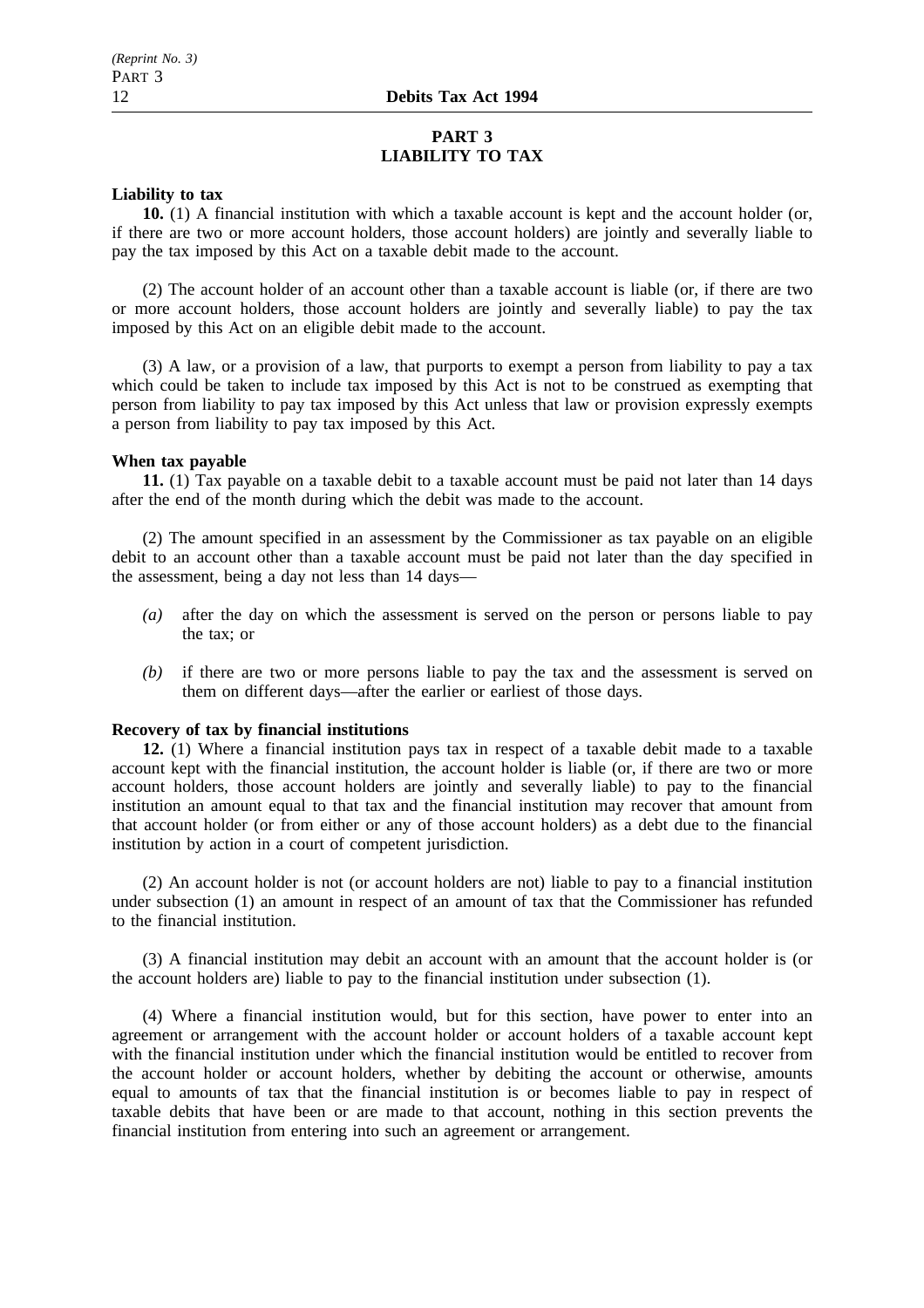## PART 3
## LIABILITY TO TAX

**Liability to tax**

**10.** (1) A financial institution with which a taxable account is kept and the account holder (or, if there are two or more account holders, those account holders) are jointly and severally liable to pay the tax imposed by this Act on a taxable debit made to the account.

(2) The account holder of an account other than a taxable account is liable (or, if there are two or more account holders, those account holders are jointly and severally liable) to pay the tax imposed by this Act on an eligible debit made to the account.

(3) A law, or a provision of a law, that purports to exempt a person from liability to pay a tax which could be taken to include tax imposed by this Act is not to be construed as exempting that person from liability to pay tax imposed by this Act unless that law or provision expressly exempts a person from liability to pay tax imposed by this Act.

**When tax payable**

**11.** (1) Tax payable on a taxable debit to a taxable account must be paid not later than 14 days after the end of the month during which the debit was made to the account.

(2) The amount specified in an assessment by the Commissioner as tax payable on an eligible debit to an account other than a taxable account must be paid not later than the day specified in the assessment, being a day not less than 14 days—

*(a)* after the day on which the assessment is served on the person or persons liable to pay the tax; or

*(b)* if there are two or more persons liable to pay the tax and the assessment is served on them on different days—after the earlier or earliest of those days.

**Recovery of tax by financial institutions**

**12.** (1) Where a financial institution pays tax in respect of a taxable debit made to a taxable account kept with the financial institution, the account holder is liable (or, if there are two or more account holders, those account holders are jointly and severally liable) to pay to the financial institution an amount equal to that tax and the financial institution may recover that amount from that account holder (or from either or any of those account holders) as a debt due to the financial institution by action in a court of competent jurisdiction.

(2) An account holder is not (or account holders are not) liable to pay to a financial institution under subsection (1) an amount in respect of an amount of tax that the Commissioner has refunded to the financial institution.

(3) A financial institution may debit an account with an amount that the account holder is (or the account holders are) liable to pay to the financial institution under subsection (1).

(4) Where a financial institution would, but for this section, have power to enter into an agreement or arrangement with the account holder or account holders of a taxable account kept with the financial institution under which the financial institution would be entitled to recover from the account holder or account holders, whether by debiting the account or otherwise, amounts equal to amounts of tax that the financial institution is or becomes liable to pay in respect of taxable debits that have been or are made to that account, nothing in this section prevents the financial institution from entering into such an agreement or arrangement.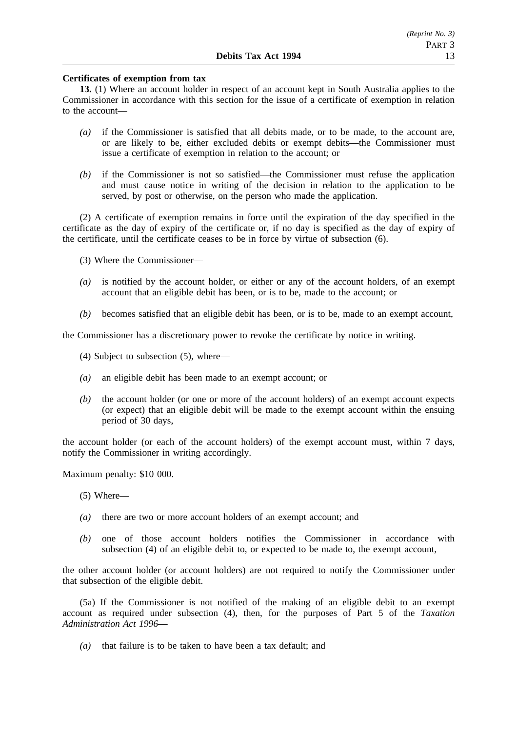**Certificates of exemption from tax**

**13.** (1) Where an account holder in respect of an account kept in South Australia applies to the Commissioner in accordance with this section for the issue of a certificate of exemption in relation to the account—

*(a)* if the Commissioner is satisfied that all debits made, or to be made, to the account are, or are likely to be, either excluded debits or exempt debits—the Commissioner must issue a certificate of exemption in relation to the account; or

*(b)* if the Commissioner is not so satisfied—the Commissioner must refuse the application and must cause notice in writing of the decision in relation to the application to be served, by post or otherwise, on the person who made the application.

(2) A certificate of exemption remains in force until the expiration of the day specified in the certificate as the day of expiry of the certificate or, if no day is specified as the day of expiry of the certificate, until the certificate ceases to be in force by virtue of subsection (6).

(3) Where the Commissioner—

*(a)* is notified by the account holder, or either or any of the account holders, of an exempt account that an eligible debit has been, or is to be, made to the account; or

*(b)* becomes satisfied that an eligible debit has been, or is to be, made to an exempt account,

the Commissioner has a discretionary power to revoke the certificate by notice in writing.

(4) Subject to subsection (5), where—

*(a)* an eligible debit has been made to an exempt account; or

*(b)* the account holder (or one or more of the account holders) of an exempt account expects (or expect) that an eligible debit will be made to the exempt account within the ensuing period of 30 days,

the account holder (or each of the account holders) of the exempt account must, within 7 days, notify the Commissioner in writing accordingly.

Maximum penalty: $10 000.

(5) Where—

*(a)* there are two or more account holders of an exempt account; and

*(b)* one of those account holders notifies the Commissioner in accordance with subsection (4) of an eligible debit to, or expected to be made to, the exempt account,

the other account holder (or account holders) are not required to notify the Commissioner under that subsection of the eligible debit.

(5a) If the Commissioner is not notified of the making of an eligible debit to an exempt account as required under subsection (4), then, for the purposes of Part 5 of the *Taxation Administration Act 1996*—

*(a)* that failure is to be taken to have been a tax default; and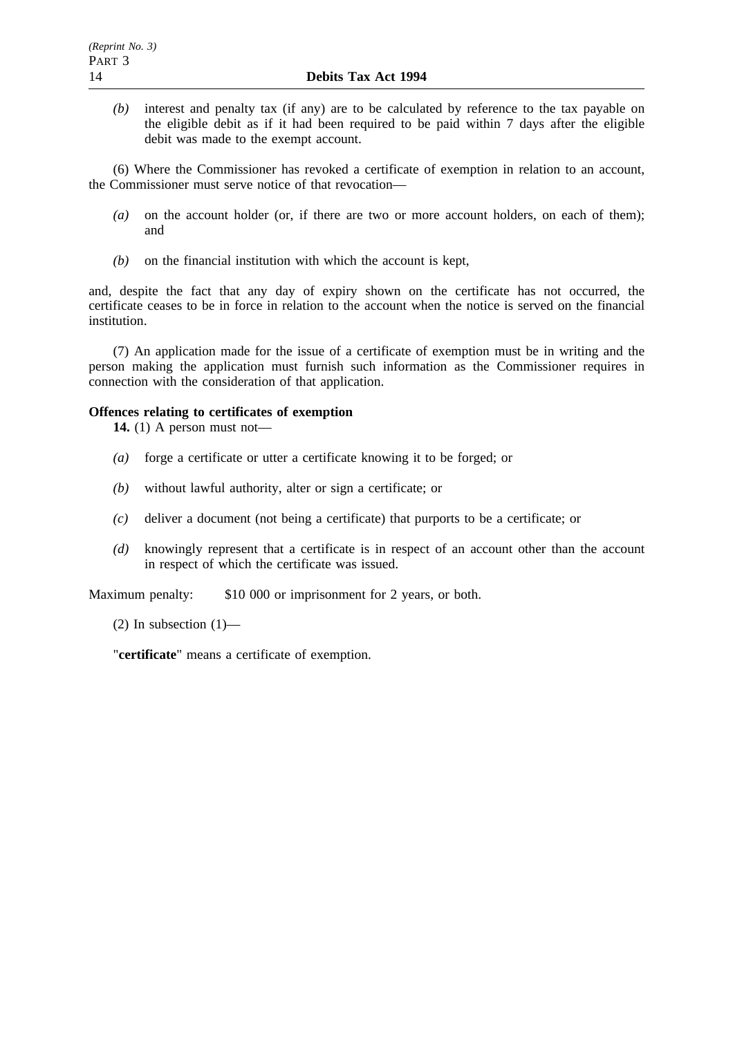*(b)* interest and penalty tax (if any) are to be calculated by reference to the tax payable on the eligible debit as if it had been required to be paid within 7 days after the eligible debit was made to the exempt account.

(6) Where the Commissioner has revoked a certificate of exemption in relation to an account, the Commissioner must serve notice of that revocation—

*(a)* on the account holder (or, if there are two or more account holders, on each of them); and

*(b)* on the financial institution with which the account is kept,

and, despite the fact that any day of expiry shown on the certificate has not occurred, the certificate ceases to be in force in relation to the account when the notice is served on the financial institution.

(7) An application made for the issue of a certificate of exemption must be in writing and the person making the application must furnish such information as the Commissioner requires in connection with the consideration of that application.

**Offences relating to certificates of exemption**

**14.** (1) A person must not—

*(a)* forge a certificate or utter a certificate knowing it to be forged; or

*(b)* without lawful authority, alter or sign a certificate; or

*(c)* deliver a document (not being a certificate) that purports to be a certificate; or

*(d)* knowingly represent that a certificate is in respect of an account other than the account in respect of which the certificate was issued.

Maximum penalty: $10 000 or imprisonment for 2 years, or both.

(2) In subsection (1)—

"**certificate**" means a certificate of exemption.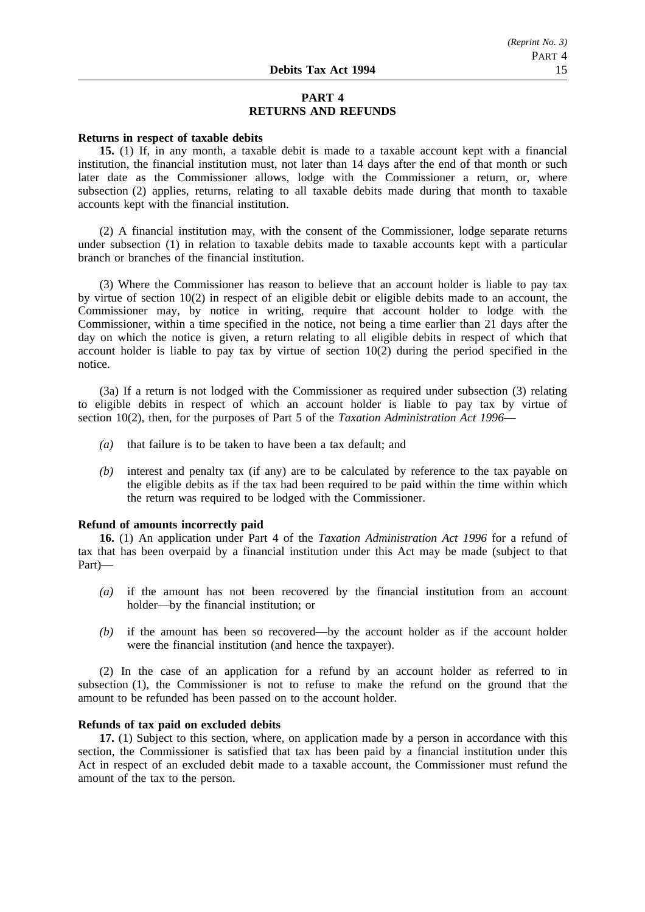## PART 4
## RETURNS AND REFUNDS

**Returns in respect of taxable debits**

**15.** (1) If, in any month, a taxable debit is made to a taxable account kept with a financial institution, the financial institution must, not later than 14 days after the end of that month or such later date as the Commissioner allows, lodge with the Commissioner a return, or, where subsection (2) applies, returns, relating to all taxable debits made during that month to taxable accounts kept with the financial institution.

(2) A financial institution may, with the consent of the Commissioner, lodge separate returns under subsection (1) in relation to taxable debits made to taxable accounts kept with a particular branch or branches of the financial institution.

(3) Where the Commissioner has reason to believe that an account holder is liable to pay tax by virtue of section 10(2) in respect of an eligible debit or eligible debits made to an account, the Commissioner may, by notice in writing, require that account holder to lodge with the Commissioner, within a time specified in the notice, not being a time earlier than 21 days after the day on which the notice is given, a return relating to all eligible debits in respect of which that account holder is liable to pay tax by virtue of section 10(2) during the period specified in the notice.

(3a) If a return is not lodged with the Commissioner as required under subsection (3) relating to eligible debits in respect of which an account holder is liable to pay tax by virtue of section 10(2), then, for the purposes of Part 5 of the *Taxation Administration Act 1996*—

*(a)* that failure is to be taken to have been a tax default; and

*(b)* interest and penalty tax (if any) are to be calculated by reference to the tax payable on the eligible debits as if the tax had been required to be paid within the time within which the return was required to be lodged with the Commissioner.

**Refund of amounts incorrectly paid**

**16.** (1) An application under Part 4 of the *Taxation Administration Act 1996* for a refund of tax that has been overpaid by a financial institution under this Act may be made (subject to that Part)—

*(a)* if the amount has not been recovered by the financial institution from an account holder—by the financial institution; or

*(b)* if the amount has been so recovered—by the account holder as if the account holder were the financial institution (and hence the taxpayer).

(2) In the case of an application for a refund by an account holder as referred to in subsection (1), the Commissioner is not to refuse to make the refund on the ground that the amount to be refunded has been passed on to the account holder.

**Refunds of tax paid on excluded debits**

**17.** (1) Subject to this section, where, on application made by a person in accordance with this section, the Commissioner is satisfied that tax has been paid by a financial institution under this Act in respect of an excluded debit made to a taxable account, the Commissioner must refund the amount of the tax to the person.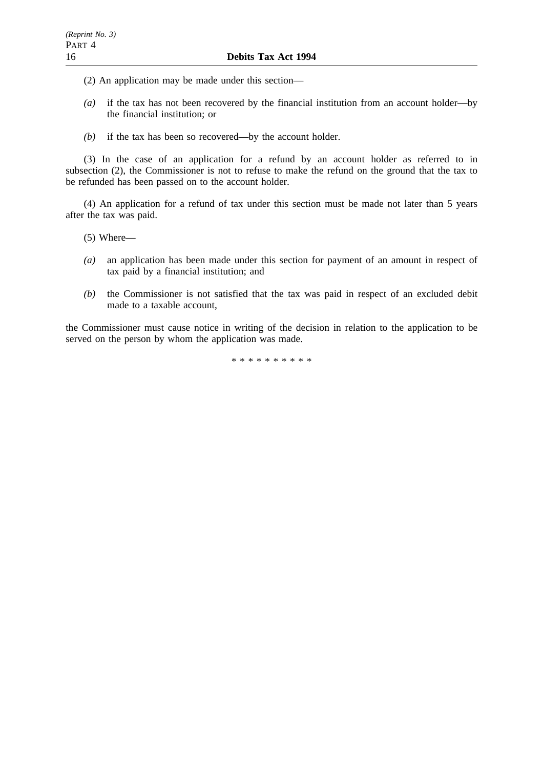(2) An application may be made under this section—

*(a)* if the tax has not been recovered by the financial institution from an account holder—by the financial institution; or

*(b)* if the tax has been so recovered—by the account holder.

(3) In the case of an application for a refund by an account holder as referred to in subsection (2), the Commissioner is not to refuse to make the refund on the ground that the tax to be refunded has been passed on to the account holder.

(4) An application for a refund of tax under this section must be made not later than 5 years after the tax was paid.

(5) Where—

*(a)* an application has been made under this section for payment of an amount in respect of tax paid by a financial institution; and

*(b)* the Commissioner is not satisfied that the tax was paid in respect of an excluded debit made to a taxable account,

the Commissioner must cause notice in writing of the decision in relation to the application to be served on the person by whom the application was made.

\* \* \* \* \* \* \* \* \* \*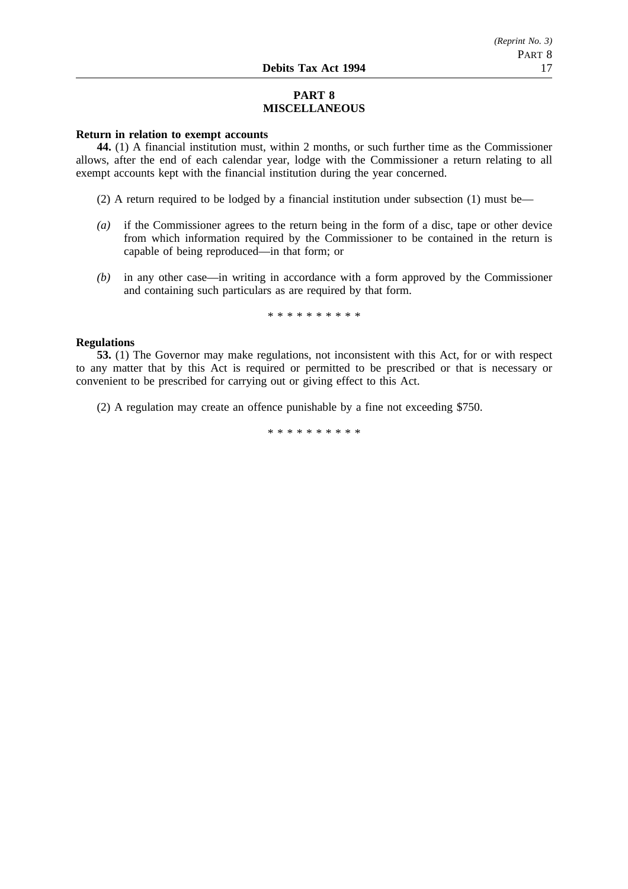## PART 8
## MISCELLANEOUS

**Return in relation to exempt accounts**

**44.** (1) A financial institution must, within 2 months, or such further time as the Commissioner allows, after the end of each calendar year, lodge with the Commissioner a return relating to all exempt accounts kept with the financial institution during the year concerned.

(2) A return required to be lodged by a financial institution under subsection (1) must be—

*(a)* if the Commissioner agrees to the return being in the form of a disc, tape or other device from which information required by the Commissioner to be contained in the return is capable of being reproduced—in that form; or

*(b)* in any other case—in writing in accordance with a form approved by the Commissioner and containing such particulars as are required by that form.

\* \* \* \* \* \* \* \* \* \*

**Regulations**

**53.** (1) The Governor may make regulations, not inconsistent with this Act, for or with respect to any matter that by this Act is required or permitted to be prescribed or that is necessary or convenient to be prescribed for carrying out or giving effect to this Act.

(2) A regulation may create an offence punishable by a fine not exceeding $750.

\* \* \* \* \* \* \* \* \* \*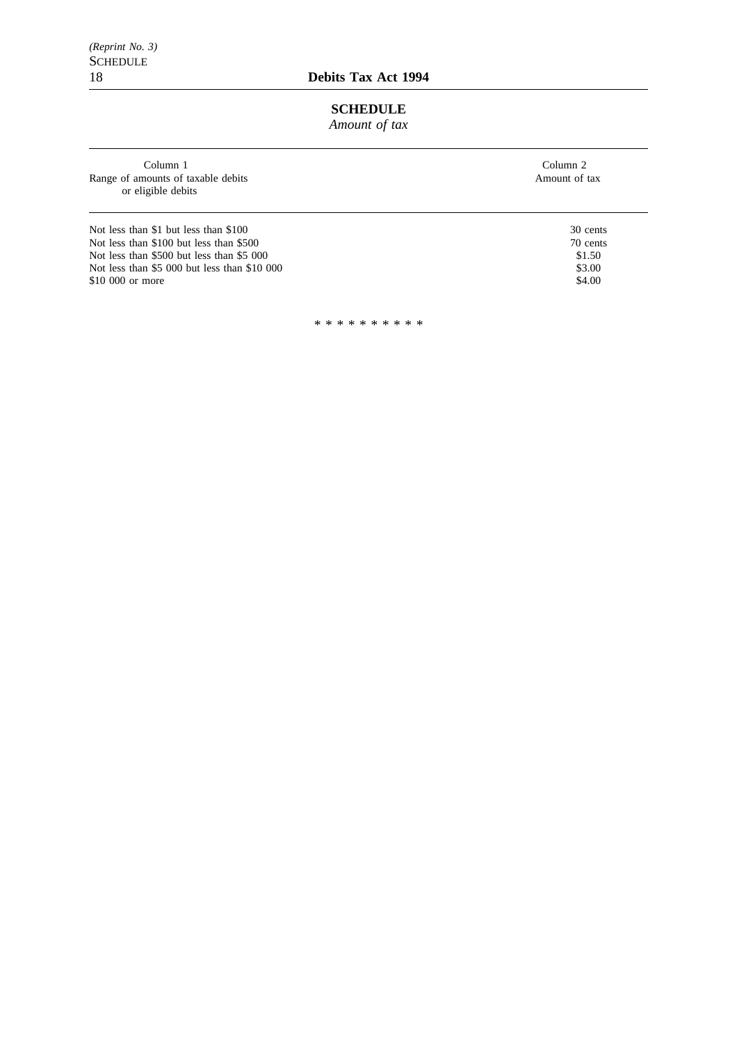## SCHEDULE

*Amount of tax*

| Column 1<br>Range of amounts of taxable debits or eligible debits | Column 2<br>Amount of tax |
|---|---|
| Not less than $1 but less than $100 | 30 cents |
| Not less than $100 but less than $500 | 70 cents |
| Not less than $500 but less than $5 000 | $1.50 |
| Not less than $5 000 but less than $10 000 | $3.00 |
| $10 000 or more | $4.00 |

* * * * * * * * * *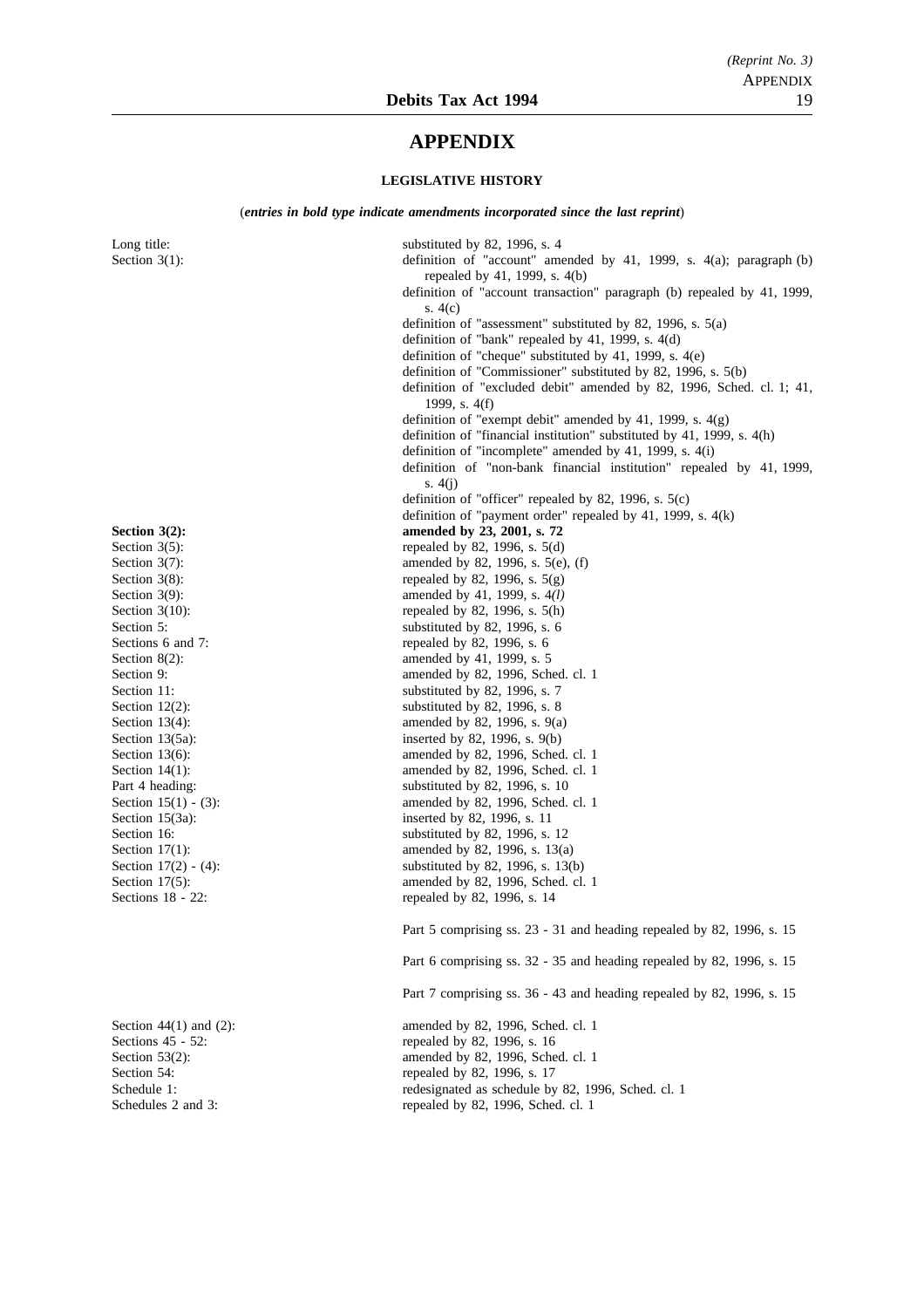# APPENDIX

### LEGISLATIVE HISTORY

(***entries in bold type indicate amendments incorporated since the last reprint***)

| | |
|---|---|
| Long title: | substituted by 82, 1996, s. 4 |
| Section 3(1): | definition of "account" amended by 41, 1999, s. 4(a); paragraph (b) repealed by 41, 1999, s. 4(b) |
| | definition of "account transaction" paragraph (b) repealed by 41, 1999, s. 4(c) |
| | definition of "assessment" substituted by 82, 1996, s. 5(a) |
| | definition of "bank" repealed by 41, 1999, s. 4(d) |
| | definition of "cheque" substituted by 41, 1999, s. 4(e) |
| | definition of "Commissioner" substituted by 82, 1996, s. 5(b) |
| | definition of "excluded debit" amended by 82, 1996, Sched. cl. 1; 41, 1999, s. 4(f) |
| | definition of "exempt debit" amended by 41, 1999, s. 4(g) |
| | definition of "financial institution" substituted by 41, 1999, s. 4(h) |
| | definition of "incomplete" amended by 41, 1999, s. 4(i) |
| | definition of "non-bank financial institution" repealed by 41, 1999, s. 4(j) |
| | definition of "officer" repealed by 82, 1996, s. 5(c) |
| | definition of "payment order" repealed by 41, 1999, s. 4(k) |
| **Section 3(2):** | **amended by 23, 2001, s. 72** |
| Section 3(5): | repealed by 82, 1996, s. 5(d) |
| Section 3(7): | amended by 82, 1996, s. 5(e), (f) |
| Section 3(8): | repealed by 82, 1996, s. 5(g) |
| Section 3(9): | amended by 41, 1999, s. 4*(l)* |
| Section 3(10): | repealed by 82, 1996, s. 5(h) |
| Section 5: | substituted by 82, 1996, s. 6 |
| Sections 6 and 7: | repealed by 82, 1996, s. 6 |
| Section 8(2): | amended by 41, 1999, s. 5 |
| Section 9: | amended by 82, 1996, Sched. cl. 1 |
| Section 11: | substituted by 82, 1996, s. 7 |
| Section 12(2): | substituted by 82, 1996, s. 8 |
| Section 13(4): | amended by 82, 1996, s. 9(a) |
| Section 13(5a): | inserted by 82, 1996, s. 9(b) |
| Section 13(6): | amended by 82, 1996, Sched. cl. 1 |
| Section 14(1): | amended by 82, 1996, Sched. cl. 1 |
| Part 4 heading: | substituted by 82, 1996, s. 10 |
| Section 15(1) - (3): | amended by 82, 1996, Sched. cl. 1 |
| Section 15(3a): | inserted by 82, 1996, s. 11 |
| Section 16: | substituted by 82, 1996, s. 12 |
| Section 17(1): | amended by 82, 1996, s. 13(a) |
| Section 17(2) - (4): | substituted by 82, 1996, s. 13(b) |
| Section 17(5): | amended by 82, 1996, Sched. cl. 1 |
| Sections 18 - 22: | repealed by 82, 1996, s. 14 |
| | Part 5 comprising ss. 23 - 31 and heading repealed by 82, 1996, s. 15 |
| | Part 6 comprising ss. 32 - 35 and heading repealed by 82, 1996, s. 15 |
| | Part 7 comprising ss. 36 - 43 and heading repealed by 82, 1996, s. 15 |
| Section 44(1) and (2): | amended by 82, 1996, Sched. cl. 1 |
| Sections 45 - 52: | repealed by 82, 1996, s. 16 |
| Section 53(2): | amended by 82, 1996, Sched. cl. 1 |
| Section 54: | repealed by 82, 1996, s. 17 |
| Schedule 1: | redesignated as schedule by 82, 1996, Sched. cl. 1 |
| Schedules 2 and 3: | repealed by 82, 1996, Sched. cl. 1 |